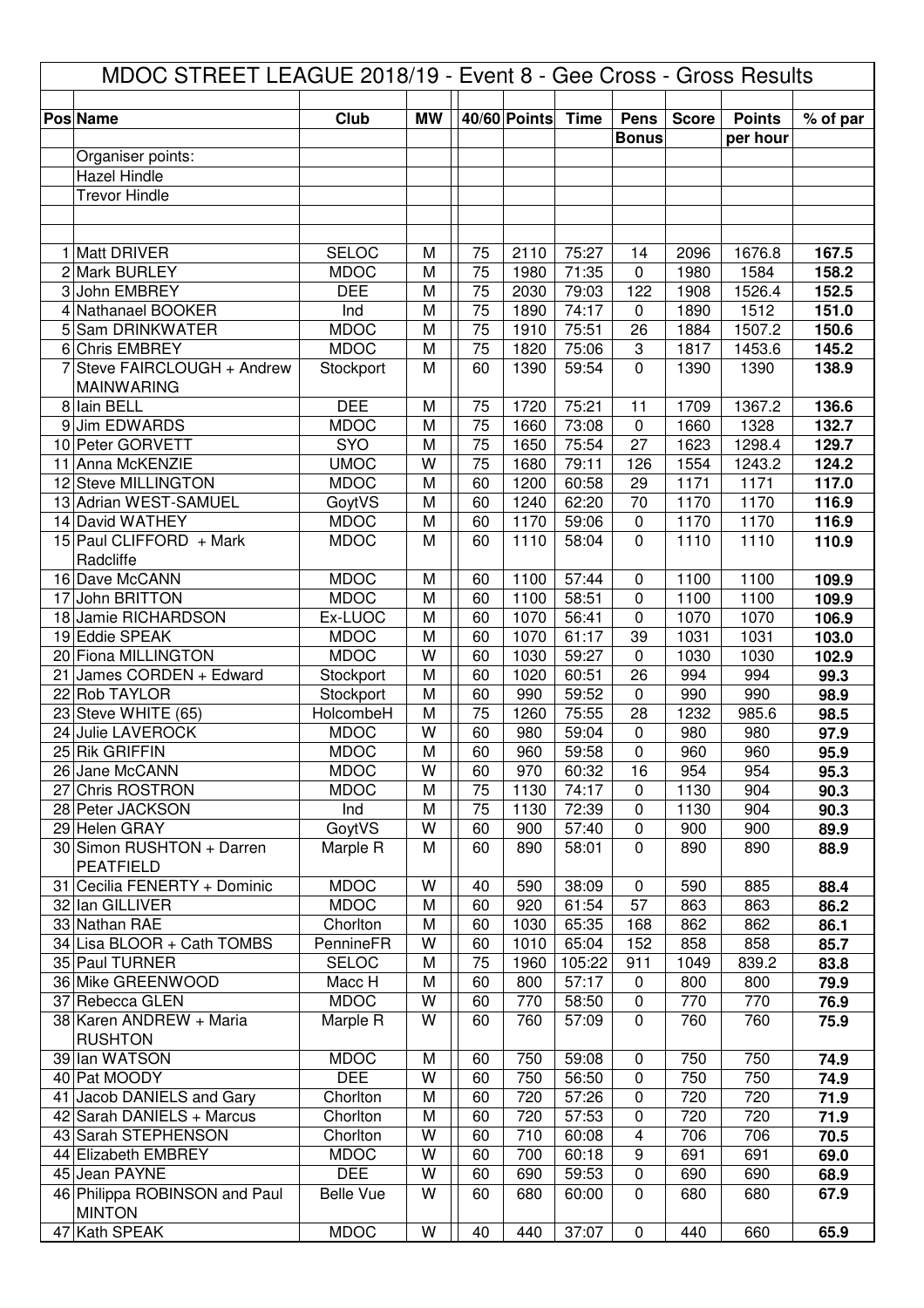# MDOC STREET LEAGUE 2018/19 - Event 8 - Gee Cross - Gross Results

| Pos | Name | Club | MW | 40/60 | Points | Time | Pens Bonus | Score | Points per hour | % of par |
|---|---|---|---|---|---|---|---|---|---|---|
| | Organiser points: | | | | | | | | | |
| | Hazel Hindle | | | | | | | | | |
| | Trevor Hindle | | | | | | | | | |
| 1 | Matt DRIVER | SELOC | M | 75 | 2110 | 75:27 | 14 | 2096 | 1676.8 | 167.5 |
| 2 | Mark BURLEY | MDOC | M | 75 | 1980 | 71:35 | 0 | 1980 | 1584 | 158.2 |
| 3 | John EMBREY | DEE | M | 75 | 2030 | 79:03 | 122 | 1908 | 1526.4 | 152.5 |
| 4 | Nathanael BOOKER | Ind | M | 75 | 1890 | 74:17 | 0 | 1890 | 1512 | 151.0 |
| 5 | Sam DRINKWATER | MDOC | M | 75 | 1910 | 75:51 | 26 | 1884 | 1507.2 | 150.6 |
| 6 | Chris EMBREY | MDOC | M | 75 | 1820 | 75:06 | 3 | 1817 | 1453.6 | 145.2 |
| 7 | Steve FAIRCLOUGH + Andrew MAINWARING | Stockport | M | 60 | 1390 | 59:54 | 0 | 1390 | 1390 | 138.9 |
| 8 | Iain BELL | DEE | M | 75 | 1720 | 75:21 | 11 | 1709 | 1367.2 | 136.6 |
| 9 | Jim EDWARDS | MDOC | M | 75 | 1660 | 73:08 | 0 | 1660 | 1328 | 132.7 |
| 10 | Peter GORVETT | SYO | M | 75 | 1650 | 75:54 | 27 | 1623 | 1298.4 | 129.7 |
| 11 | Anna McKENZIE | UMOC | W | 75 | 1680 | 79:11 | 126 | 1554 | 1243.2 | 124.2 |
| 12 | Steve MILLINGTON | MDOC | M | 60 | 1200 | 60:58 | 29 | 1171 | 1171 | 117.0 |
| 13 | Adrian WEST-SAMUEL | GoytVS | M | 60 | 1240 | 62:20 | 70 | 1170 | 1170 | 116.9 |
| 14 | David WATHEY | MDOC | M | 60 | 1170 | 59:06 | 0 | 1170 | 1170 | 116.9 |
| 15 | Paul CLIFFORD + Mark Radcliffe | MDOC | M | 60 | 1110 | 58:04 | 0 | 1110 | 1110 | 110.9 |
| 16 | Dave McCANN | MDOC | M | 60 | 1100 | 57:44 | 0 | 1100 | 1100 | 109.9 |
| 17 | John BRITTON | MDOC | M | 60 | 1100 | 58:51 | 0 | 1100 | 1100 | 109.9 |
| 18 | Jamie RICHARDSON | Ex-LUOC | M | 60 | 1070 | 56:41 | 0 | 1070 | 1070 | 106.9 |
| 19 | Eddie SPEAK | MDOC | M | 60 | 1070 | 61:17 | 39 | 1031 | 1031 | 103.0 |
| 20 | Fiona MILLINGTON | MDOC | W | 60 | 1030 | 59:27 | 0 | 1030 | 1030 | 102.9 |
| 21 | James CORDEN + Edward | Stockport | M | 60 | 1020 | 60:51 | 26 | 994 | 994 | 99.3 |
| 22 | Rob TAYLOR | Stockport | M | 60 | 990 | 59:52 | 0 | 990 | 990 | 98.9 |
| 23 | Steve WHITE (65) | HolcombeH | M | 75 | 1260 | 75:55 | 28 | 1232 | 985.6 | 98.5 |
| 24 | Julie LAVEROCK | MDOC | W | 60 | 980 | 59:04 | 0 | 980 | 980 | 97.9 |
| 25 | Rik GRIFFIN | MDOC | M | 60 | 960 | 59:58 | 0 | 960 | 960 | 95.9 |
| 26 | Jane McCANN | MDOC | W | 60 | 970 | 60:32 | 16 | 954 | 954 | 95.3 |
| 27 | Chris ROSTRON | MDOC | M | 75 | 1130 | 74:17 | 0 | 1130 | 904 | 90.3 |
| 28 | Peter JACKSON | Ind | M | 75 | 1130 | 72:39 | 0 | 1130 | 904 | 90.3 |
| 29 | Helen GRAY | GoytVS | W | 60 | 900 | 57:40 | 0 | 900 | 900 | 89.9 |
| 30 | Simon RUSHTON + Darren PEATFIELD | Marple R | M | 60 | 890 | 58:01 | 0 | 890 | 890 | 88.9 |
| 31 | Cecilia FENERTY + Dominic | MDOC | W | 40 | 590 | 38:09 | 0 | 590 | 885 | 88.4 |
| 32 | Ian GILLIVER | MDOC | M | 60 | 920 | 61:54 | 57 | 863 | 863 | 86.2 |
| 33 | Nathan RAE | Chorlton | M | 60 | 1030 | 65:35 | 168 | 862 | 862 | 86.1 |
| 34 | Lisa BLOOR + Cath TOMBS | PennineFR | W | 60 | 1010 | 65:04 | 152 | 858 | 858 | 85.7 |
| 35 | Paul TURNER | SELOC | M | 75 | 1960 | 105:22 | 911 | 1049 | 839.2 | 83.8 |
| 36 | Mike GREENWOOD | Macc H | M | 60 | 800 | 57:17 | 0 | 800 | 800 | 79.9 |
| 37 | Rebecca GLEN | MDOC | W | 60 | 770 | 58:50 | 0 | 770 | 770 | 76.9 |
| 38 | Karen ANDREW + Maria RUSHTON | Marple R | W | 60 | 760 | 57:09 | 0 | 760 | 760 | 75.9 |
| 39 | Ian WATSON | MDOC | M | 60 | 750 | 59:08 | 0 | 750 | 750 | 74.9 |
| 40 | Pat MOODY | DEE | W | 60 | 750 | 56:50 | 0 | 750 | 750 | 74.9 |
| 41 | Jacob DANIELS and Gary | Chorlton | M | 60 | 720 | 57:26 | 0 | 720 | 720 | 71.9 |
| 42 | Sarah DANIELS + Marcus | Chorlton | M | 60 | 720 | 57:53 | 0 | 720 | 720 | 71.9 |
| 43 | Sarah STEPHENSON | Chorlton | W | 60 | 710 | 60:08 | 4 | 706 | 706 | 70.5 |
| 44 | Elizabeth EMBREY | MDOC | W | 60 | 700 | 60:18 | 9 | 691 | 691 | 69.0 |
| 45 | Jean PAYNE | DEE | W | 60 | 690 | 59:53 | 0 | 690 | 690 | 68.9 |
| 46 | Philippa ROBINSON and Paul MINTON | Belle Vue | W | 60 | 680 | 60:00 | 0 | 680 | 680 | 67.9 |
| 47 | Kath SPEAK | MDOC | W | 40 | 440 | 37:07 | 0 | 440 | 660 | 65.9 |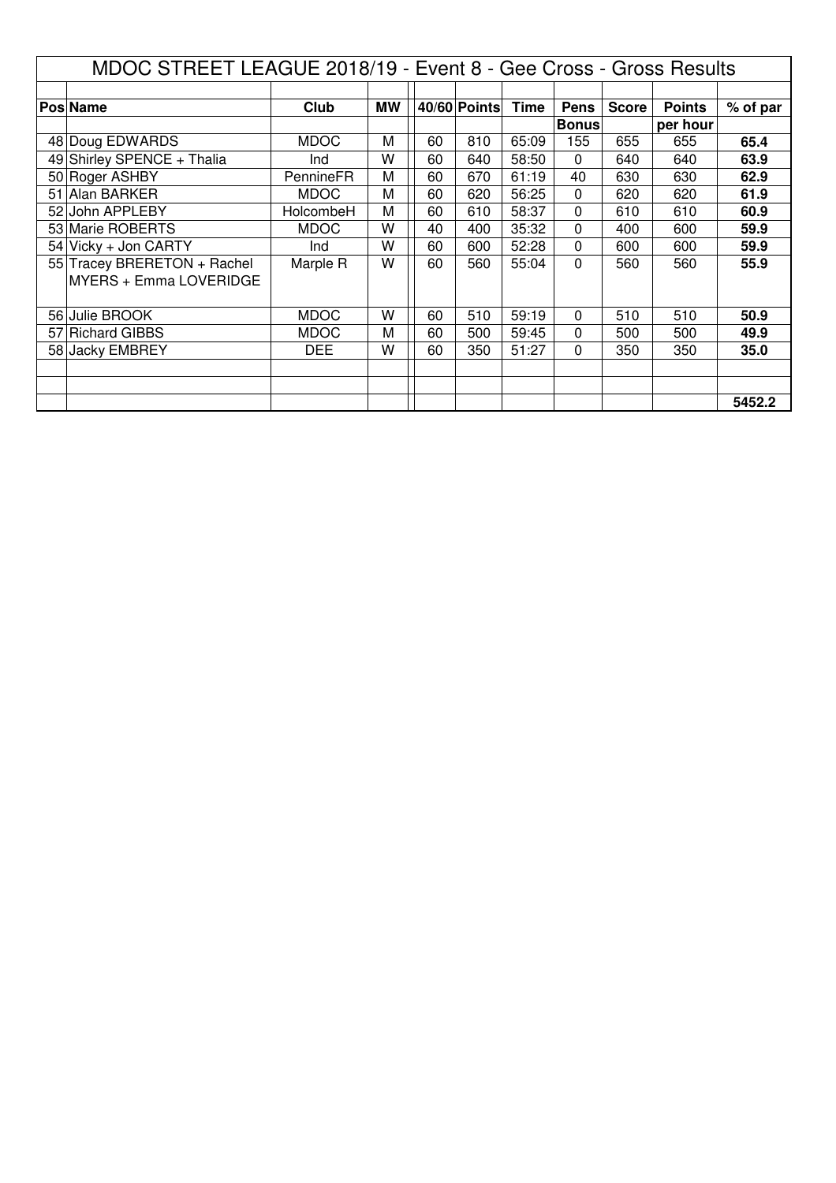# MDOC STREET LEAGUE 2018/19 - Event 8 - Gee Cross - Gross Results

| Pos | Name | Club | MW | 40/60 | Points | Time | Pens Bonus | Score | Points per hour | % of par |
|---|---|---|---|---|---|---|---|---|---|---|
| 48 | Doug EDWARDS | MDOC | M | 60 | 810 | 65:09 | 155 | 655 | 655 | **65.4** |
| 49 | Shirley SPENCE + Thalia | Ind | W | 60 | 640 | 58:50 | 0 | 640 | 640 | **63.9** |
| 50 | Roger ASHBY | PennineFR | M | 60 | 670 | 61:19 | 40 | 630 | 630 | **62.9** |
| 51 | Alan BARKER | MDOC | M | 60 | 620 | 56:25 | 0 | 620 | 620 | **61.9** |
| 52 | John APPLEBY | HolcombeH | M | 60 | 610 | 58:37 | 0 | 610 | 610 | **60.9** |
| 53 | Marie ROBERTS | MDOC | W | 40 | 400 | 35:32 | 0 | 400 | 600 | **59.9** |
| 54 | Vicky + Jon CARTY | Ind | W | 60 | 600 | 52:28 | 0 | 600 | 600 | **59.9** |
| 55 | Tracey BRERETON + Rachel MYERS + Emma LOVERIDGE | Marple R | W | 60 | 560 | 55:04 | 0 | 560 | 560 | **55.9** |
| 56 | Julie BROOK | MDOC | W | 60 | 510 | 59:19 | 0 | 510 | 510 | **50.9** |
| 57 | Richard GIBBS | MDOC | M | 60 | 500 | 59:45 | 0 | 500 | 500 | **49.9** |
| 58 | Jacky EMBREY | DEE | W | 60 | 350 | 51:27 | 0 | 350 | 350 | **35.0** |
| | | | | | | | | | | |
| | | | | | | | | | | |
| | | | | | | | | | | **5452.2** |